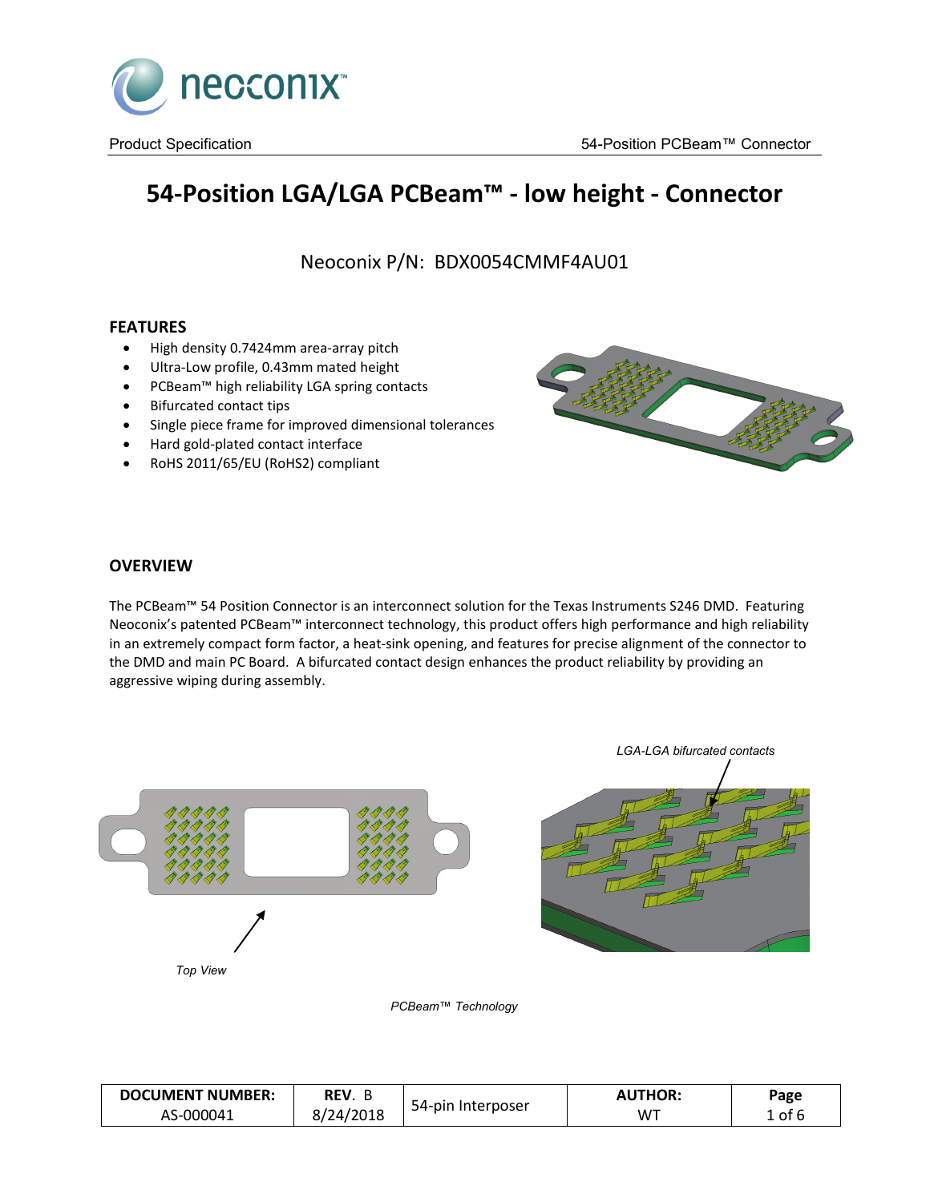# 54-Position LGA/LGA PCBeam™ - low height - Connector

Neoconix P/N: BDX0054CMMF4AU01

## FEATURES

- High density 0.7424mm area-array pitch
- Ultra-Low profile, 0.43mm mated height
- PCBeam™ high reliability LGA spring contacts
- Bifurcated contact tips
- Single piece frame for improved dimensional tolerances
- Hard gold-plated contact interface
- RoHS 2011/65/EU (RoHS2) compliant

## OVERVIEW

The PCBeam™ 54 Position Connector is an interconnect solution for the Texas Instruments S246 DMD. Featuring Neoconix's patented PCBeam™ interconnect technology, this product offers high performance and high reliability in an extremely compact form factor, a heat-sink opening, and features for precise alignment of the connector to the DMD and main PC Board. A bifurcated contact design enhances the product reliability by providing an aggressive wiping during assembly.

*LGA-LGA bifurcated contacts*

*Top View*

*PCBeam™ Technology*

| DOCUMENT NUMBER: | REV. B | 54-pin Interposer | AUTHOR: |
|---|---|---|---|
| AS-000041 | 8/24/2018 | | WT |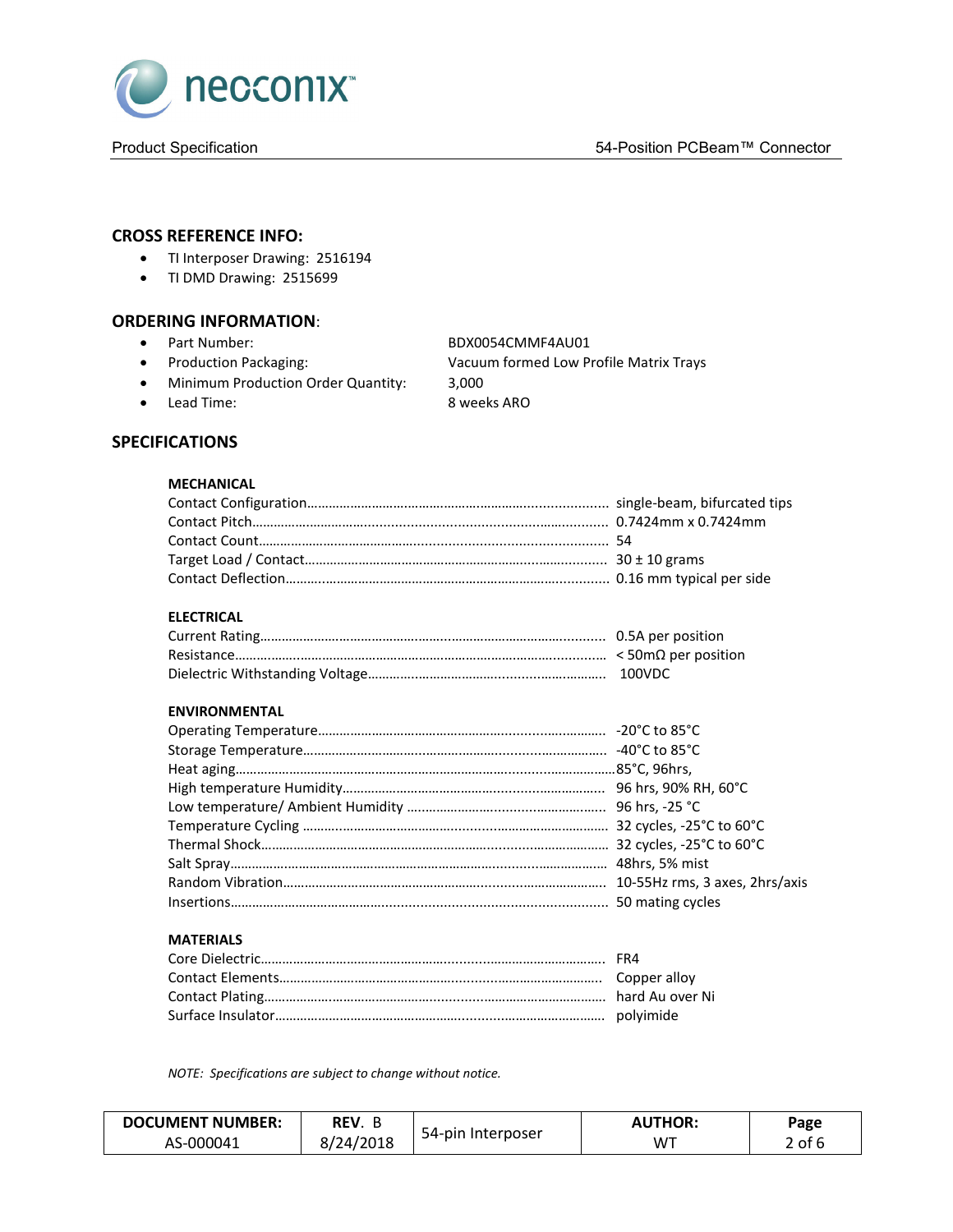## CROSS REFERENCE INFO:

- TI Interposer Drawing: 2516194
- TI DMD Drawing: 2515699

## ORDERING INFORMATION:

- Part Number: BDX0054CMMF4AU01
- Production Packaging: Vacuum formed Low Profile Matrix Trays
- Minimum Production Order Quantity: 3,000
- Lead Time: 8 weeks ARO

## SPECIFICATIONS

### MECHANICAL

| | |
|---|---|
| Contact Configuration | single-beam, bifurcated tips |
| Contact Pitch | 0.7424mm x 0.7424mm |
| Contact Count | 54 |
| Target Load / Contact | 30 ± 10 grams |
| Contact Deflection | 0.16 mm typical per side |

### ELECTRICAL

| | |
|---|---|
| Current Rating | 0.5A per position |
| Resistance | < 50mΩ per position |
| Dielectric Withstanding Voltage | 100VDC |

### ENVIRONMENTAL

| | |
|---|---|
| Operating Temperature | -20°C to 85°C |
| Storage Temperature | -40°C to 85°C |
| Heat aging | 85°C, 96hrs, |
| High temperature Humidity | 96 hrs, 90% RH, 60°C |
| Low temperature/ Ambient Humidity | 96 hrs, -25 °C |
| Temperature Cycling | 32 cycles, -25°C to 60°C |
| Thermal Shock | 32 cycles, -25°C to 60°C |
| Salt Spray | 48hrs, 5% mist |
| Random Vibration | 10-55Hz rms, 3 axes, 2hrs/axis |
| Insertions | 50 mating cycles |

### MATERIALS

| | |
|---|---|
| Core Dielectric | FR4 |
| Contact Elements | Copper alloy |
| Contact Plating | hard Au over Ni |
| Surface Insulator | polyimide |

*NOTE: Specifications are subject to change without notice.*

| DOCUMENT NUMBER: | REV. B | 54-pin Interposer | AUTHOR: |
|---|---|---|---|
| AS-000041 | 8/24/2018 | | WT |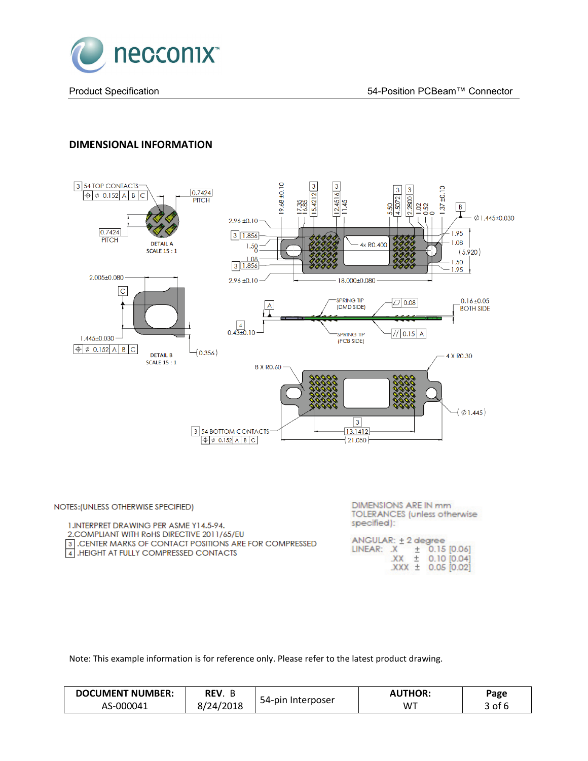## DIMENSIONAL INFORMATION

NOTES:(UNLESS OTHERWISE SPECIFIED)

1. INTERPRET DRAWING PER ASME Y14.5-94.
2. COMPLIANT WITH RoHS DIRECTIVE 2011/65/EU
3. CENTER MARKS OF CONTACT POSITIONS ARE FOR COMPRESSED
4. HEIGHT AT FULLY COMPRESSED CONTACTS

DIMENSIONS ARE IN mm
TOLERANCES (unless otherwise specified):

ANGULAR: ± 2 degree

LINEAR:

| | | |
|---|---|---|
| .X | ± | 0.15 [0.06] |
| .XX | ± | 0.10 [0.04] |
| .XXX | ± | 0.05 [0.02] |

Note: This example information is for reference only. Please refer to the latest product drawing.

| DOCUMENT NUMBER: | REV. B | 54-pin Interposer | AUTHOR: | Page |
|---|---|---|---|---|
| AS-000041 | 8/24/2018 | | WT | 3 of 6 |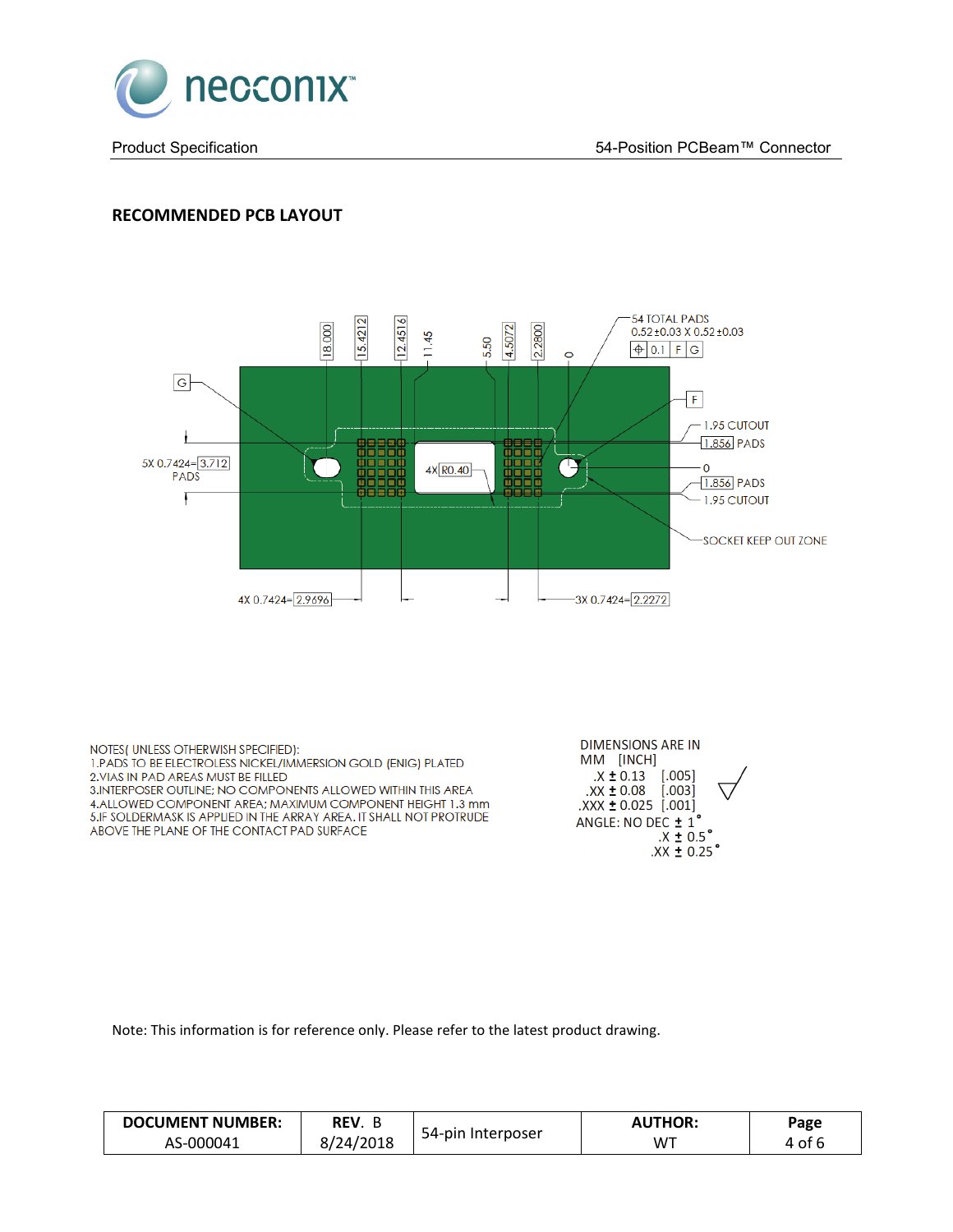## RECOMMENDED PCB LAYOUT

18.000
15.4212
12.4516
11.45
5.50
4.5072
2.2800
0

54 TOTAL PADS
0.52±0.03 X 0.52±0.03
⌖ 0.1 | F | G

G

F

1.95 CUTOUT
1.856 PADS
0
1.856 PADS
1.95 CUTOUT

5X 0.7424=3.712
PADS

4X R0.40

SOCKET KEEP OUT ZONE

4X 0.7424=2.9696

3X 0.7424=2.2272

NOTES( UNLESS OTHERWISH SPECIFIED):
1.PADS TO BE ELECTROLESS NICKEL/IMMERSION GOLD (ENIG) PLATED
2.VIAS IN PAD AREAS MUST BE FILLED
3.INTERPOSER OUTLINE; NO COMPONENTS ALLOWED WITHIN THIS AREA
4.ALLOWED COMPONENT AREA; MAXIMUM COMPONENT HEIGHT 1.3 mm
5.IF SOLDERMASK IS APPLIED IN THE ARRAY AREA. IT SHALL NOT PROTRUDE ABOVE THE PLANE OF THE CONTACT PAD SURFACE

DIMENSIONS ARE IN
MM [INCH]
.X ± 0.13 [.005]
.XX ± 0.08 [.003]
.XXX ± 0.025 [.001]
ANGLE: NO DEC ± 1°
.X ± 0.5°
.XX ± 0.25°

Note: This information is for reference only. Please refer to the latest product drawing.

| DOCUMENT NUMBER: | REV. B | 54-pin Interposer | AUTHOR: | Page |
|---|---|---|---|---|
| AS-000041 | 8/24/2018 | | WT | 4 of 6 |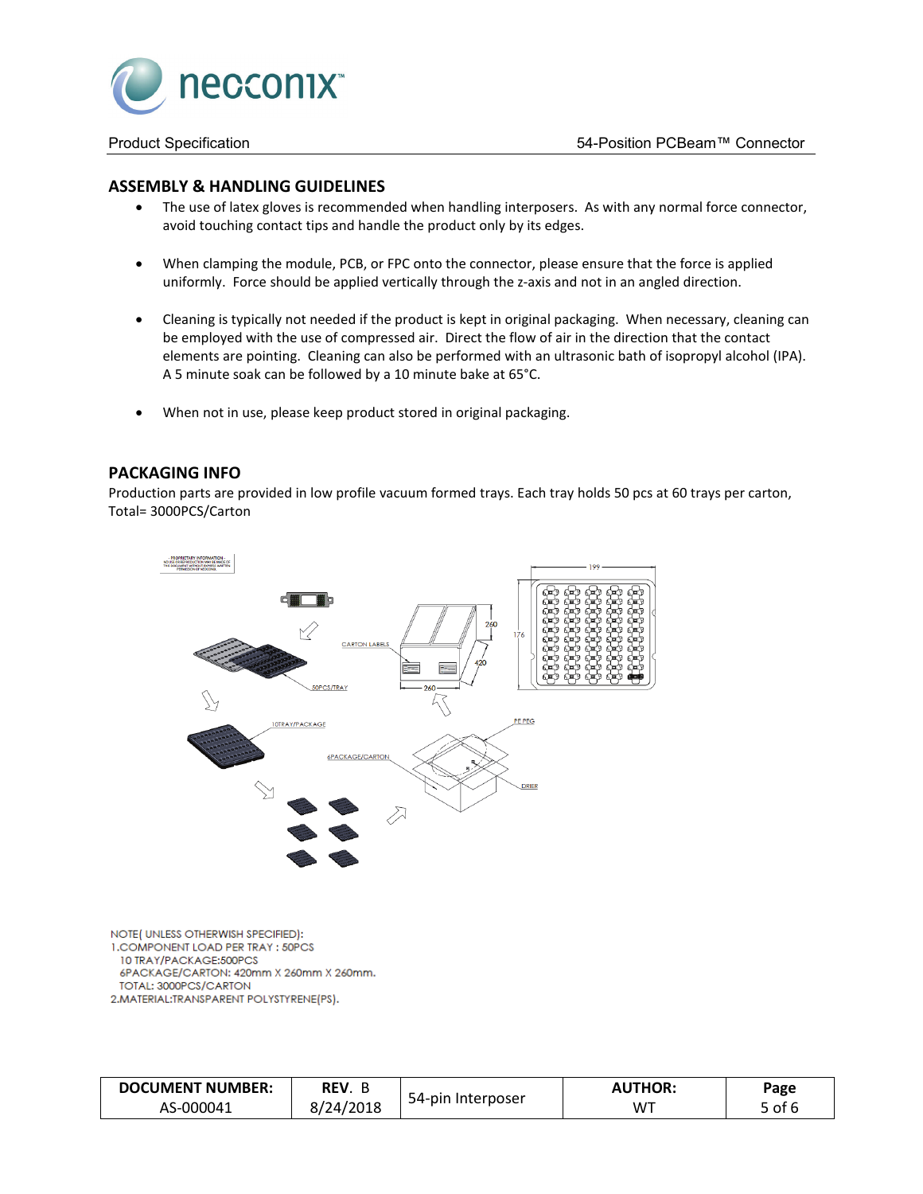## ASSEMBLY & HANDLING GUIDELINES

- The use of latex gloves is recommended when handling interposers. As with any normal force connector, avoid touching contact tips and handle the product only by its edges.
- When clamping the module, PCB, or FPC onto the connector, please ensure that the force is applied uniformly. Force should be applied vertically through the z-axis and not in an angled direction.
- Cleaning is typically not needed if the product is kept in original packaging. When necessary, cleaning can be employed with the use of compressed air. Direct the flow of air in the direction that the contact elements are pointing. Cleaning can also be performed with an ultrasonic bath of isopropyl alcohol (IPA). A 5 minute soak can be followed by a 10 minute bake at 65°C.
- When not in use, please keep product stored in original packaging.

## PACKAGING INFO

Production parts are provided in low profile vacuum formed trays. Each tray holds 50 pcs at 60 trays per carton, Total= 3000PCS/Carton

NOTE( UNLESS OTHERWISH SPECIFIED):
1.COMPONENT LOAD PER TRAY : 50PCS
  10 TRAY/PACKAGE:500PCS
  6PACKAGE/CARTON: 420mm X 260mm X 260mm.
  TOTAL: 3000PCS/CARTON
2.MATERIAL:TRANSPARENT POLYSTYRENE(PS).

| DOCUMENT NUMBER: | REV. B | 54-pin Interposer | AUTHOR: |
|---|---|---|---|
| AS-000041 | 8/24/2018 | | WT |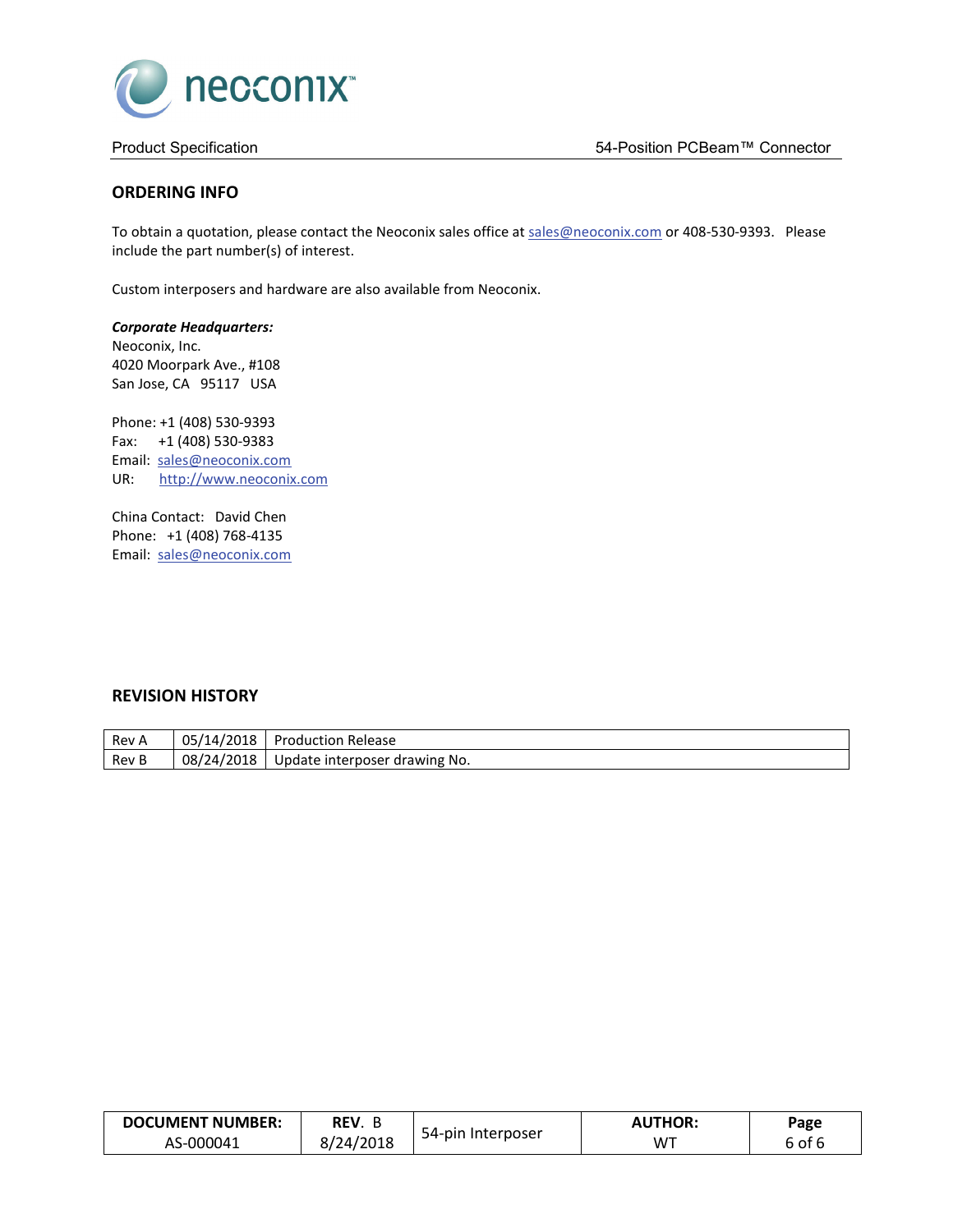## ORDERING INFO

To obtain a quotation, please contact the Neoconix sales office at sales@neoconix.com or 408-530-9393. Please include the part number(s) of interest.

Custom interposers and hardware are also available from Neoconix.

***Corporate Headquarters:***
Neoconix, Inc.
4020 Moorpark Ave., #108
San Jose, CA 95117 USA

Phone: +1 (408) 530-9393
Fax: +1 (408) 530-9383
Email: sales@neoconix.com
UR: http://www.neoconix.com

China Contact: David Chen
Phone: +1 (408) 768-4135
Email: sales@neoconix.com

## REVISION HISTORY

| | | |
|---|---|---|
| Rev A | 05/14/2018 | Production Release |
| Rev B | 08/24/2018 | Update interposer drawing No. |